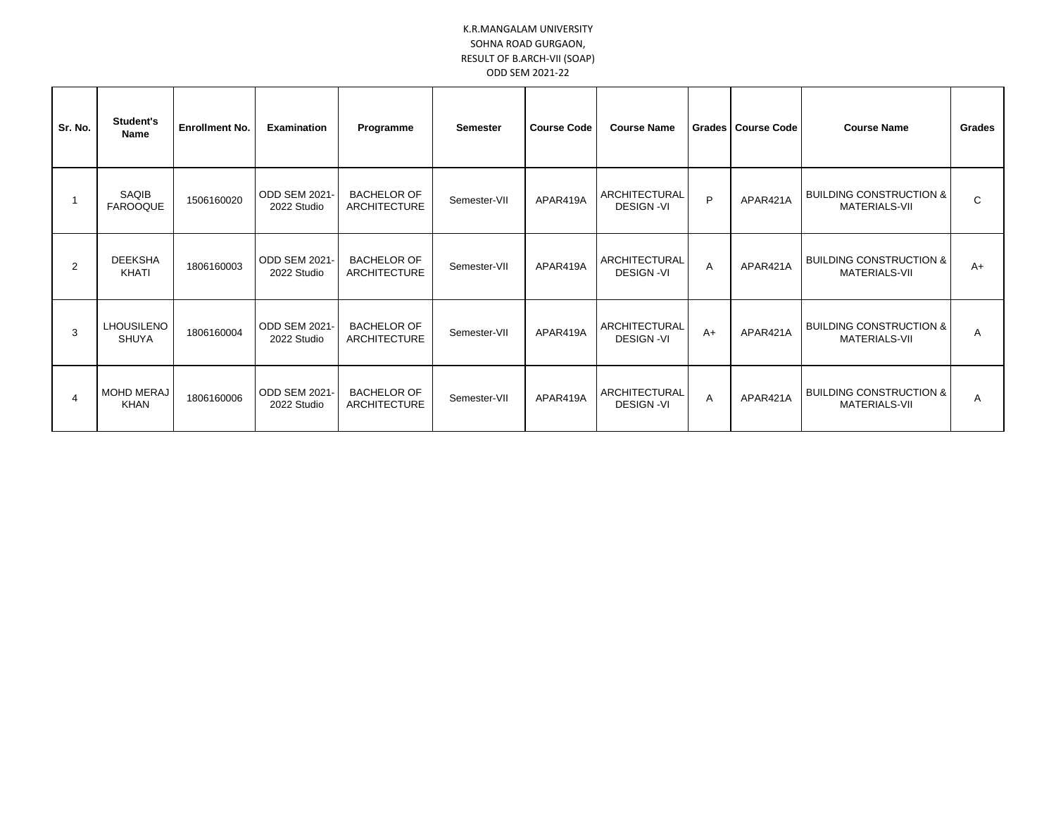K.R.MANGALAM UNIVERSITY
SOHNA ROAD GURGAON,
RESULT OF B.ARCH-VII (SOAP)
ODD SEM 2021-22

| Sr. No. | Student's Name | Enrollment No. | Examination | Programme | Semester | Course Code | Course Name | Grades | Course Code | Course Name | Grades |
|---|---|---|---|---|---|---|---|---|---|---|---|
| 1 | SAQIB FAROOQUE | 1506160020 | ODD SEM 2021-2022 Studio | BACHELOR OF ARCHITECTURE | Semester-VII | APAR419A | ARCHITECTURAL DESIGN -VI | P | APAR421A | BUILDING CONSTRUCTION & MATERIALS-VII | C |
| 2 | DEEKSHA KHATI | 1806160003 | ODD SEM 2021-2022 Studio | BACHELOR OF ARCHITECTURE | Semester-VII | APAR419A | ARCHITECTURAL DESIGN -VI | A | APAR421A | BUILDING CONSTRUCTION & MATERIALS-VII | A+ |
| 3 | LHOUSILENO SHUYA | 1806160004 | ODD SEM 2021-2022 Studio | BACHELOR OF ARCHITECTURE | Semester-VII | APAR419A | ARCHITECTURAL DESIGN -VI | A+ | APAR421A | BUILDING CONSTRUCTION & MATERIALS-VII | A |
| 4 | MOHD MERAJ KHAN | 1806160006 | ODD SEM 2021-2022 Studio | BACHELOR OF ARCHITECTURE | Semester-VII | APAR419A | ARCHITECTURAL DESIGN -VI | A | APAR421A | BUILDING CONSTRUCTION & MATERIALS-VII | A |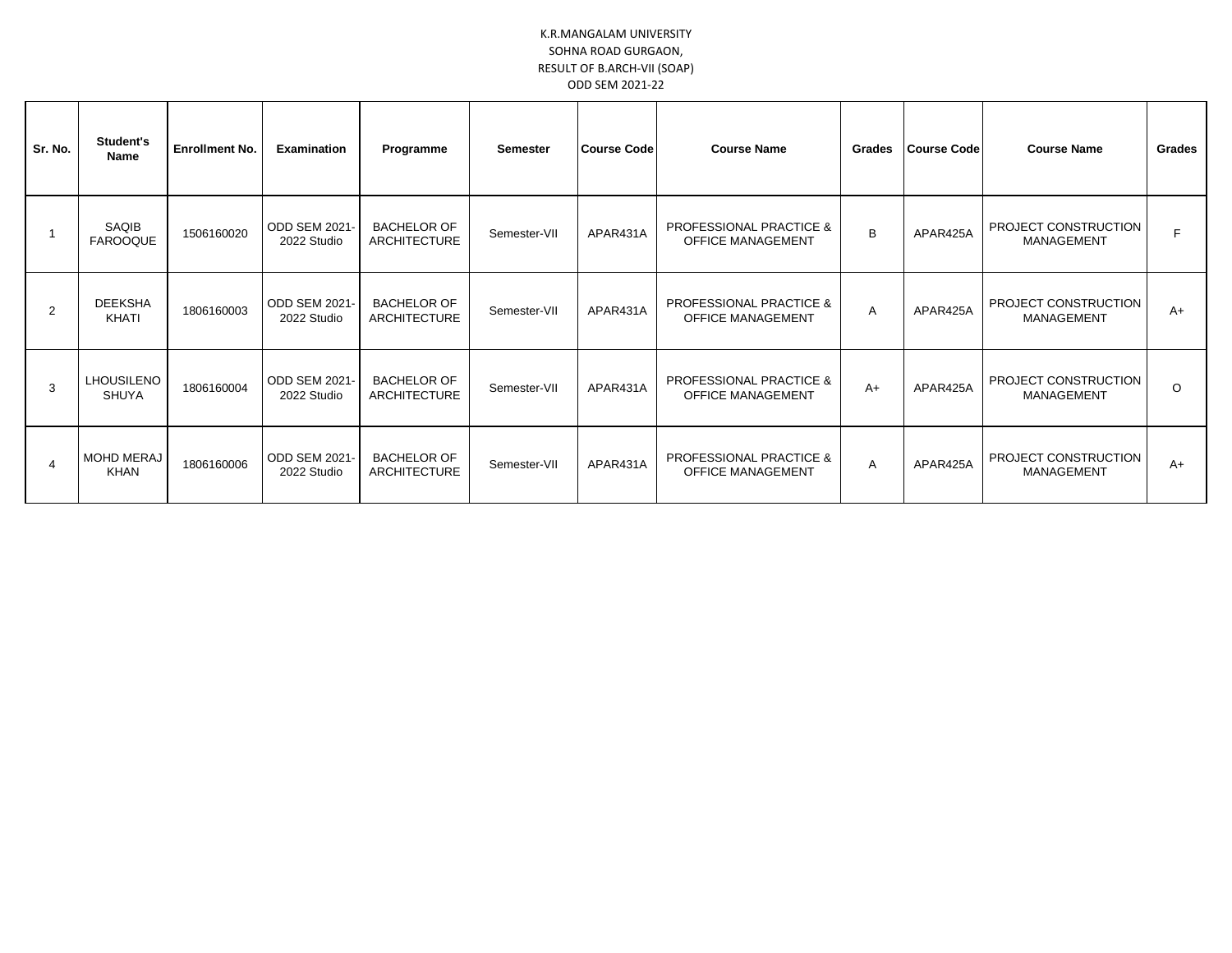K.R.MANGALAM UNIVERSITY
SOHNA ROAD GURGAON,
RESULT OF B.ARCH-VII (SOAP)
ODD SEM 2021-22

| Sr. No. | Student's Name | Enrollment No. | Examination | Programme | Semester | Course Code | Course Name | Grades | Course Code | Course Name | Grades |
|---|---|---|---|---|---|---|---|---|---|---|---|
| 1 | SAQIB FAROOQUE | 1506160020 | ODD SEM 2021-2022 Studio | BACHELOR OF ARCHITECTURE | Semester-VII | APAR431A | PROFESSIONAL PRACTICE & OFFICE MANAGEMENT | B | APAR425A | PROJECT CONSTRUCTION MANAGEMENT | F |
| 2 | DEEKSHA KHATI | 1806160003 | ODD SEM 2021-2022 Studio | BACHELOR OF ARCHITECTURE | Semester-VII | APAR431A | PROFESSIONAL PRACTICE & OFFICE MANAGEMENT | A | APAR425A | PROJECT CONSTRUCTION MANAGEMENT | A+ |
| 3 | LHOUSILENO SHUYA | 1806160004 | ODD SEM 2021-2022 Studio | BACHELOR OF ARCHITECTURE | Semester-VII | APAR431A | PROFESSIONAL PRACTICE & OFFICE MANAGEMENT | A+ | APAR425A | PROJECT CONSTRUCTION MANAGEMENT | O |
| 4 | MOHD MERAJ KHAN | 1806160006 | ODD SEM 2021-2022 Studio | BACHELOR OF ARCHITECTURE | Semester-VII | APAR431A | PROFESSIONAL PRACTICE & OFFICE MANAGEMENT | A | APAR425A | PROJECT CONSTRUCTION MANAGEMENT | A+ |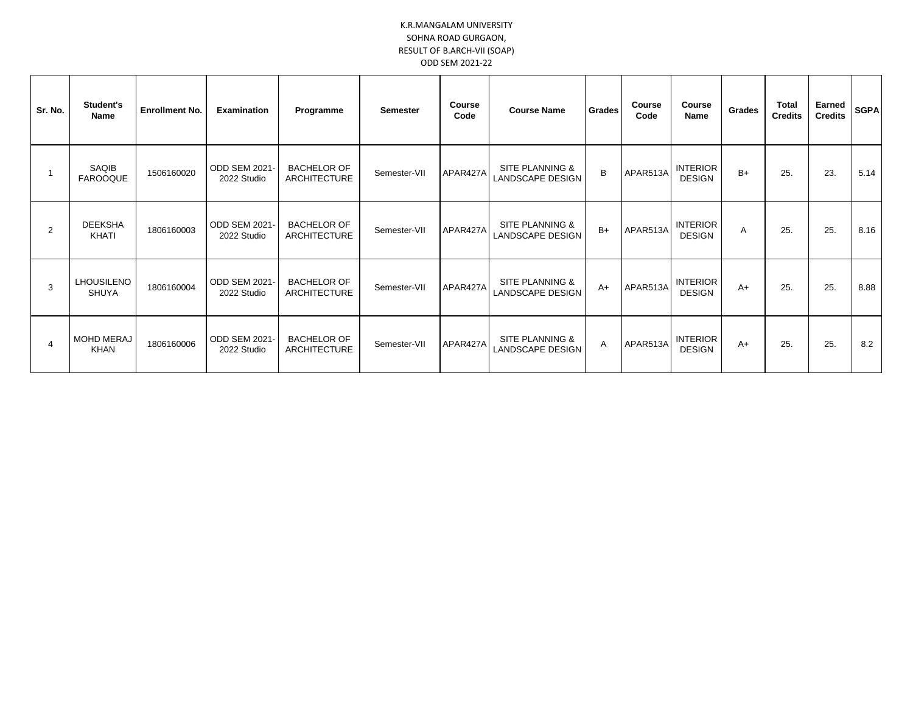K.R.MANGALAM UNIVERSITY
SOHNA ROAD GURGAON,
RESULT OF B.ARCH-VII (SOAP)
ODD SEM 2021-22

| Sr. No. | Student's Name | Enrollment No. | Examination | Programme | Semester | Course Code | Course Name | Grades | Course Code | Course Name | Grades | Total Credits | Earned Credits | SGPA |
|---|---|---|---|---|---|---|---|---|---|---|---|---|---|---|
| 1 | SAQIB FAROOQUE | 1506160020 | ODD SEM 2021-2022 Studio | BACHELOR OF ARCHITECTURE | Semester-VII | APAR427A | SITE PLANNING & LANDSCAPE DESIGN | B | APAR513A | INTERIOR DESIGN | B+ | 25. | 23. | 5.14 |
| 2 | DEEKSHA KHATI | 1806160003 | ODD SEM 2021-2022 Studio | BACHELOR OF ARCHITECTURE | Semester-VII | APAR427A | SITE PLANNING & LANDSCAPE DESIGN | B+ | APAR513A | INTERIOR DESIGN | A | 25. | 25. | 8.16 |
| 3 | LHOUSILENO SHUYA | 1806160004 | ODD SEM 2021-2022 Studio | BACHELOR OF ARCHITECTURE | Semester-VII | APAR427A | SITE PLANNING & LANDSCAPE DESIGN | A+ | APAR513A | INTERIOR DESIGN | A+ | 25. | 25. | 8.88 |
| 4 | MOHD MERAJ KHAN | 1806160006 | ODD SEM 2021-2022 Studio | BACHELOR OF ARCHITECTURE | Semester-VII | APAR427A | SITE PLANNING & LANDSCAPE DESIGN | A | APAR513A | INTERIOR DESIGN | A+ | 25. | 25. | 8.2 |